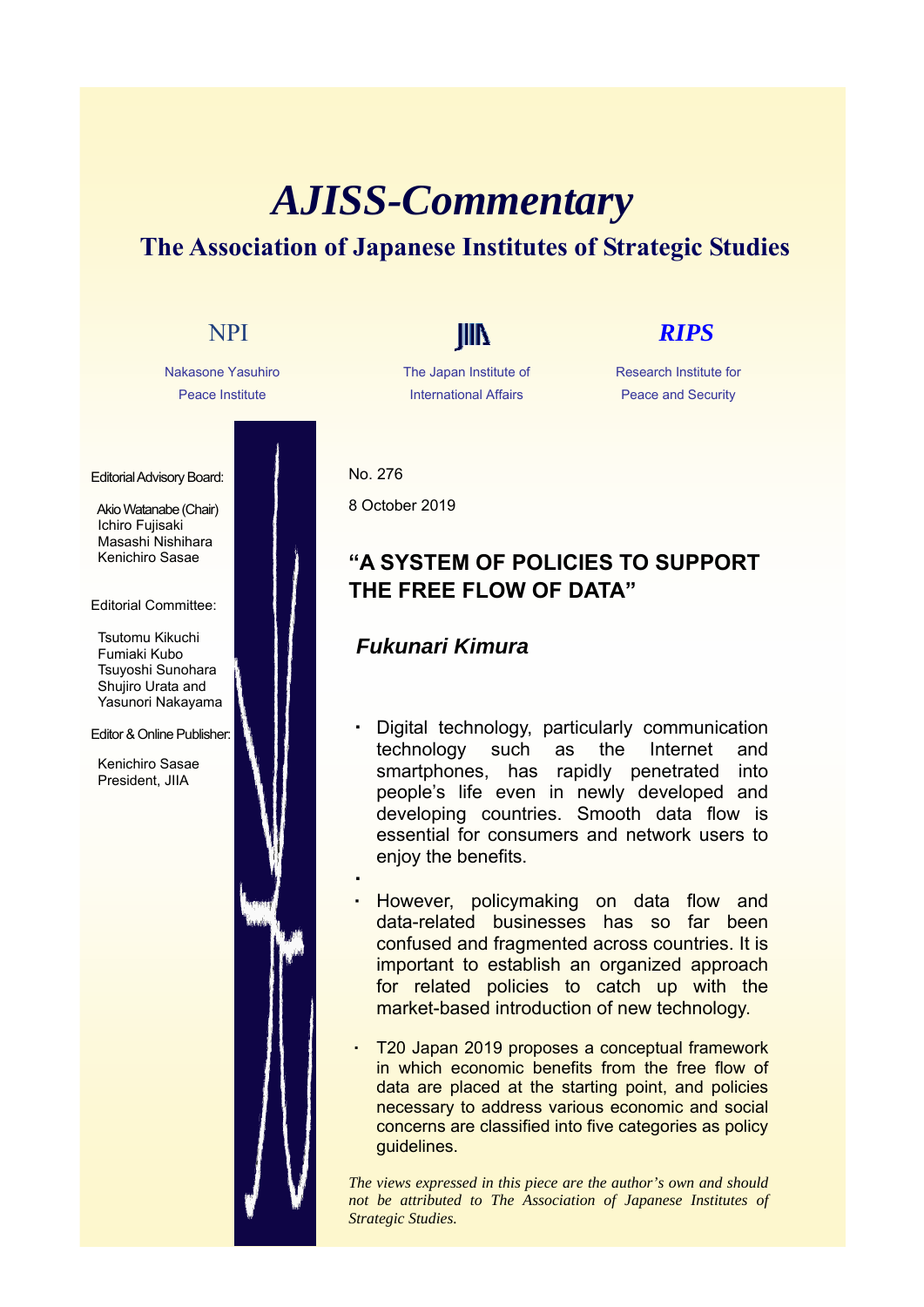# AJISS-Commentary

## The Association of Japanese Institutes of Strategic Studies

NPI

Nakasone Yasuhiro Peace Institute

JIIA

The Japan Institute of International Affairs

RIPS

Research Institute for Peace and Security

Editorial Advisory Board:

Akio Watanabe (Chair)
Ichiro Fujisaki
Masashi Nishihara
Kenichiro Sasae

Editorial Committee:

Tsutomu Kikuchi
Fumiaki Kubo
Tsuyoshi Sunohara
Shujiro Urata and
Yasunori Nakayama

Editor & Online Publisher:

Kenichiro Sasae
President, JIIA

No. 276

8 October 2019

### "A SYSTEM OF POLICIES TO SUPPORT THE FREE FLOW OF DATA"

***Fukunari Kimura***

- Digital technology, particularly communication technology such as the Internet and smartphones, has rapidly penetrated into people's life even in newly developed and developing countries. Smooth data flow is essential for consumers and network users to enjoy the benefits.

- However, policymaking on data flow and data-related businesses has so far been confused and fragmented across countries. It is important to establish an organized approach for related policies to catch up with the market-based introduction of new technology.

- T20 Japan 2019 proposes a conceptual framework in which economic benefits from the free flow of data are placed at the starting point, and policies necessary to address various economic and social concerns are classified into five categories as policy guidelines.

*The views expressed in this piece are the author's own and should not be attributed to The Association of Japanese Institutes of Strategic Studies.*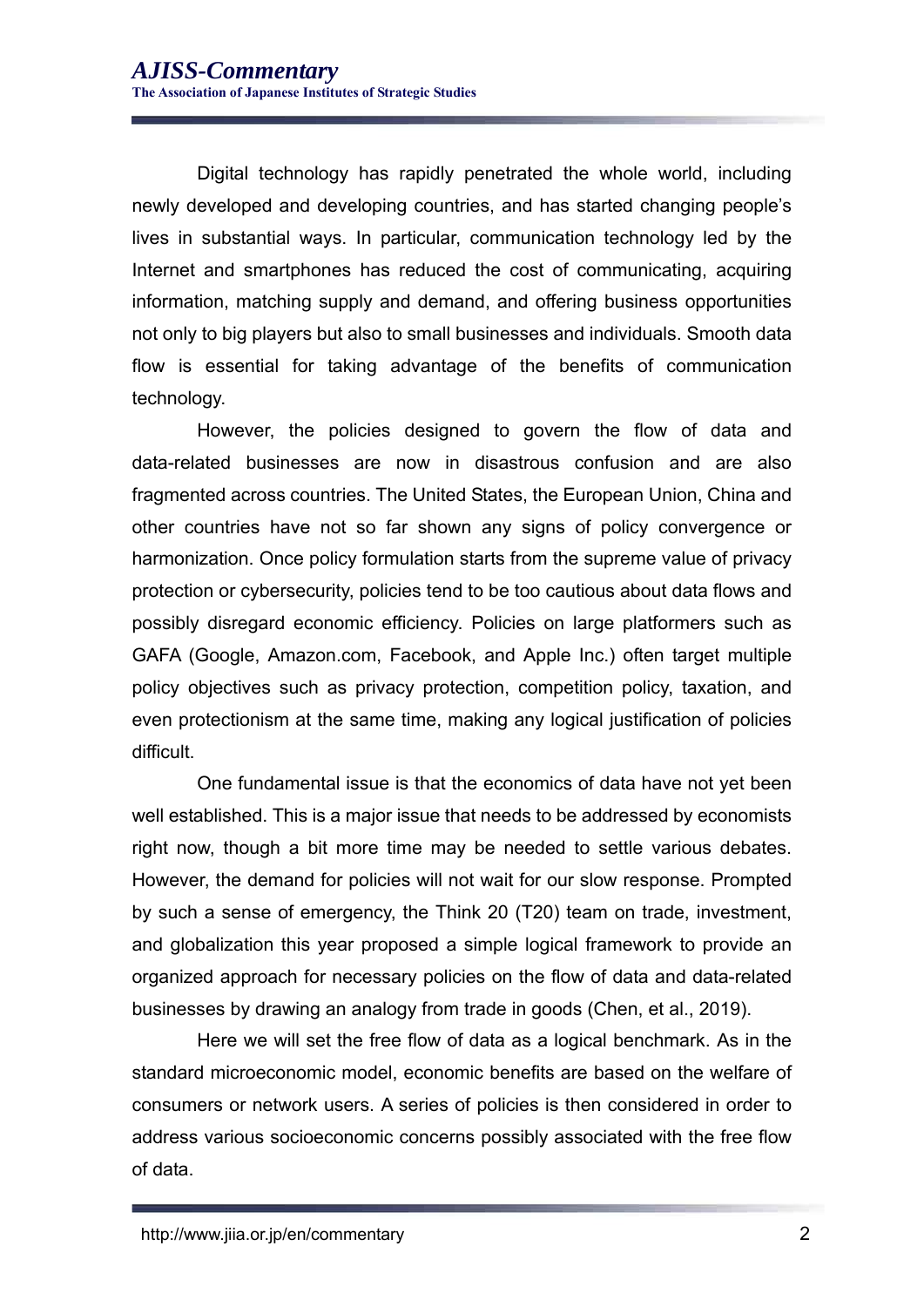Digital technology has rapidly penetrated the whole world, including newly developed and developing countries, and has started changing people's lives in substantial ways. In particular, communication technology led by the Internet and smartphones has reduced the cost of communicating, acquiring information, matching supply and demand, and offering business opportunities not only to big players but also to small businesses and individuals. Smooth data flow is essential for taking advantage of the benefits of communication technology.

However, the policies designed to govern the flow of data and data-related businesses are now in disastrous confusion and are also fragmented across countries. The United States, the European Union, China and other countries have not so far shown any signs of policy convergence or harmonization. Once policy formulation starts from the supreme value of privacy protection or cybersecurity, policies tend to be too cautious about data flows and possibly disregard economic efficiency. Policies on large platformers such as GAFA (Google, Amazon.com, Facebook, and Apple Inc.) often target multiple policy objectives such as privacy protection, competition policy, taxation, and even protectionism at the same time, making any logical justification of policies difficult.

One fundamental issue is that the economics of data have not yet been well established. This is a major issue that needs to be addressed by economists right now, though a bit more time may be needed to settle various debates. However, the demand for policies will not wait for our slow response. Prompted by such a sense of emergency, the Think 20 (T20) team on trade, investment, and globalization this year proposed a simple logical framework to provide an organized approach for necessary policies on the flow of data and data-related businesses by drawing an analogy from trade in goods (Chen, et al., 2019).

Here we will set the free flow of data as a logical benchmark. As in the standard microeconomic model, economic benefits are based on the welfare of consumers or network users. A series of policies is then considered in order to address various socioeconomic concerns possibly associated with the free flow of data.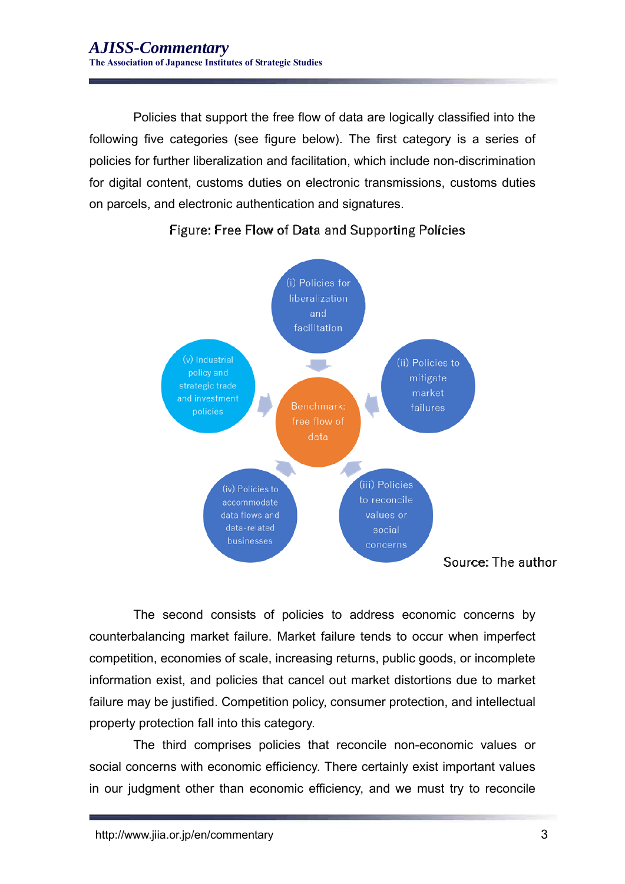Policies that support the free flow of data are logically classified into the following five categories (see figure below). The first category is a series of policies for further liberalization and facilitation, which include non-discrimination for digital content, customs duties on electronic transmissions, customs duties on parcels, and electronic authentication and signatures.

Figure: Free Flow of Data and Supporting Policies

(i) Policies for liberalization and facilitation

(ii) Policies to mitigate market failures

(iii) Policies to reconcile values or social concerns

(iv) Policies to accommodate data flows and data-related businesses

(v) Industrial policy and strategic trade and investment policies

Benchmark: free flow of data

Source: The author

The second consists of policies to address economic concerns by counterbalancing market failure. Market failure tends to occur when imperfect competition, economies of scale, increasing returns, public goods, or incomplete information exist, and policies that cancel out market distortions due to market failure may be justified. Competition policy, consumer protection, and intellectual property protection fall into this category.

The third comprises policies that reconcile non-economic values or social concerns with economic efficiency. There certainly exist important values in our judgment other than economic efficiency, and we must try to reconcile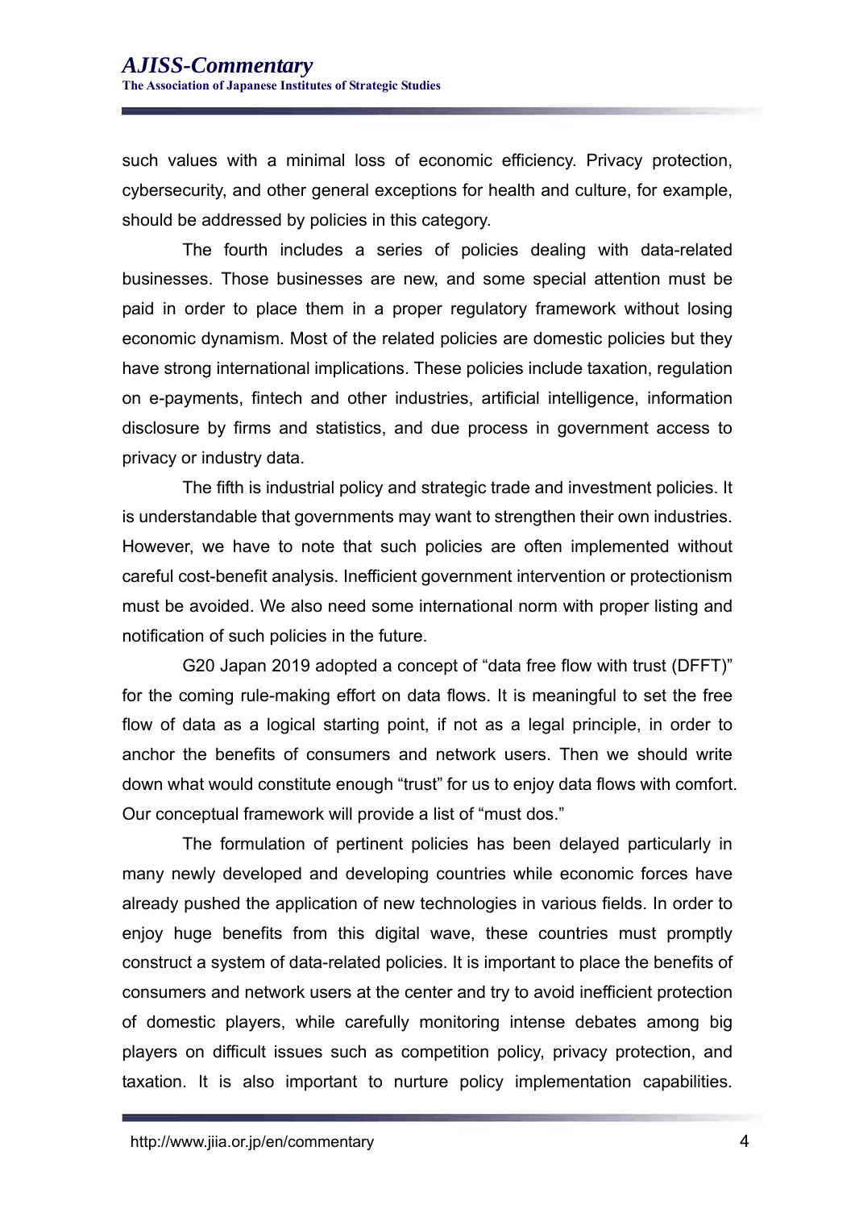such values with a minimal loss of economic efficiency. Privacy protection, cybersecurity, and other general exceptions for health and culture, for example, should be addressed by policies in this category.

The fourth includes a series of policies dealing with data-related businesses. Those businesses are new, and some special attention must be paid in order to place them in a proper regulatory framework without losing economic dynamism. Most of the related policies are domestic policies but they have strong international implications. These policies include taxation, regulation on e-payments, fintech and other industries, artificial intelligence, information disclosure by firms and statistics, and due process in government access to privacy or industry data.

The fifth is industrial policy and strategic trade and investment policies. It is understandable that governments may want to strengthen their own industries. However, we have to note that such policies are often implemented without careful cost-benefit analysis. Inefficient government intervention or protectionism must be avoided. We also need some international norm with proper listing and notification of such policies in the future.

G20 Japan 2019 adopted a concept of "data free flow with trust (DFFT)" for the coming rule-making effort on data flows. It is meaningful to set the free flow of data as a logical starting point, if not as a legal principle, in order to anchor the benefits of consumers and network users. Then we should write down what would constitute enough "trust" for us to enjoy data flows with comfort. Our conceptual framework will provide a list of "must dos."

The formulation of pertinent policies has been delayed particularly in many newly developed and developing countries while economic forces have already pushed the application of new technologies in various fields. In order to enjoy huge benefits from this digital wave, these countries must promptly construct a system of data-related policies. It is important to place the benefits of consumers and network users at the center and try to avoid inefficient protection of domestic players, while carefully monitoring intense debates among big players on difficult issues such as competition policy, privacy protection, and taxation. It is also important to nurture policy implementation capabilities.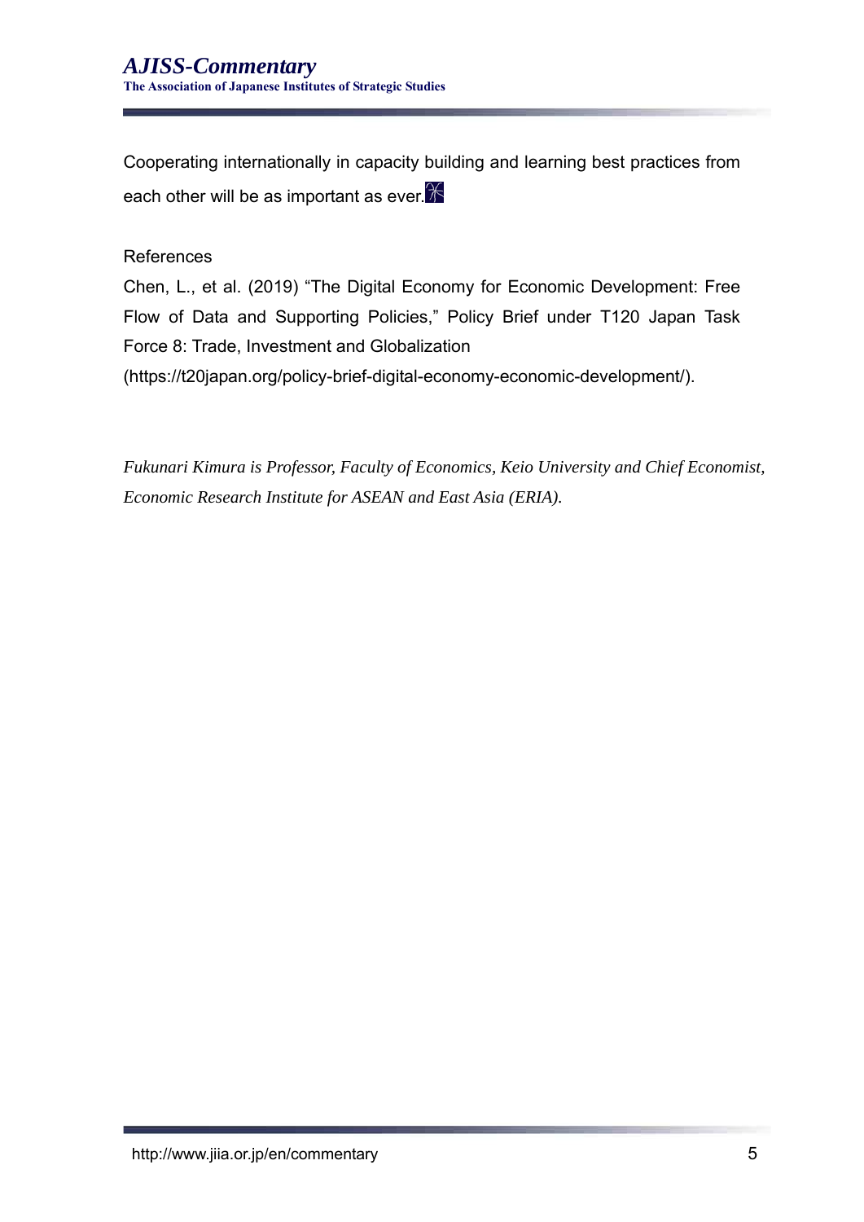Cooperating internationally in capacity building and learning best practices from each other will be as important as ever.

References

Chen, L., et al. (2019) “The Digital Economy for Economic Development: Free Flow of Data and Supporting Policies,” Policy Brief under T120 Japan Task Force 8: Trade, Investment and Globalization (https://t20japan.org/policy-brief-digital-economy-economic-development/).

*Fukunari Kimura is Professor, Faculty of Economics, Keio University and Chief Economist, Economic Research Institute for ASEAN and East Asia (ERIA).*